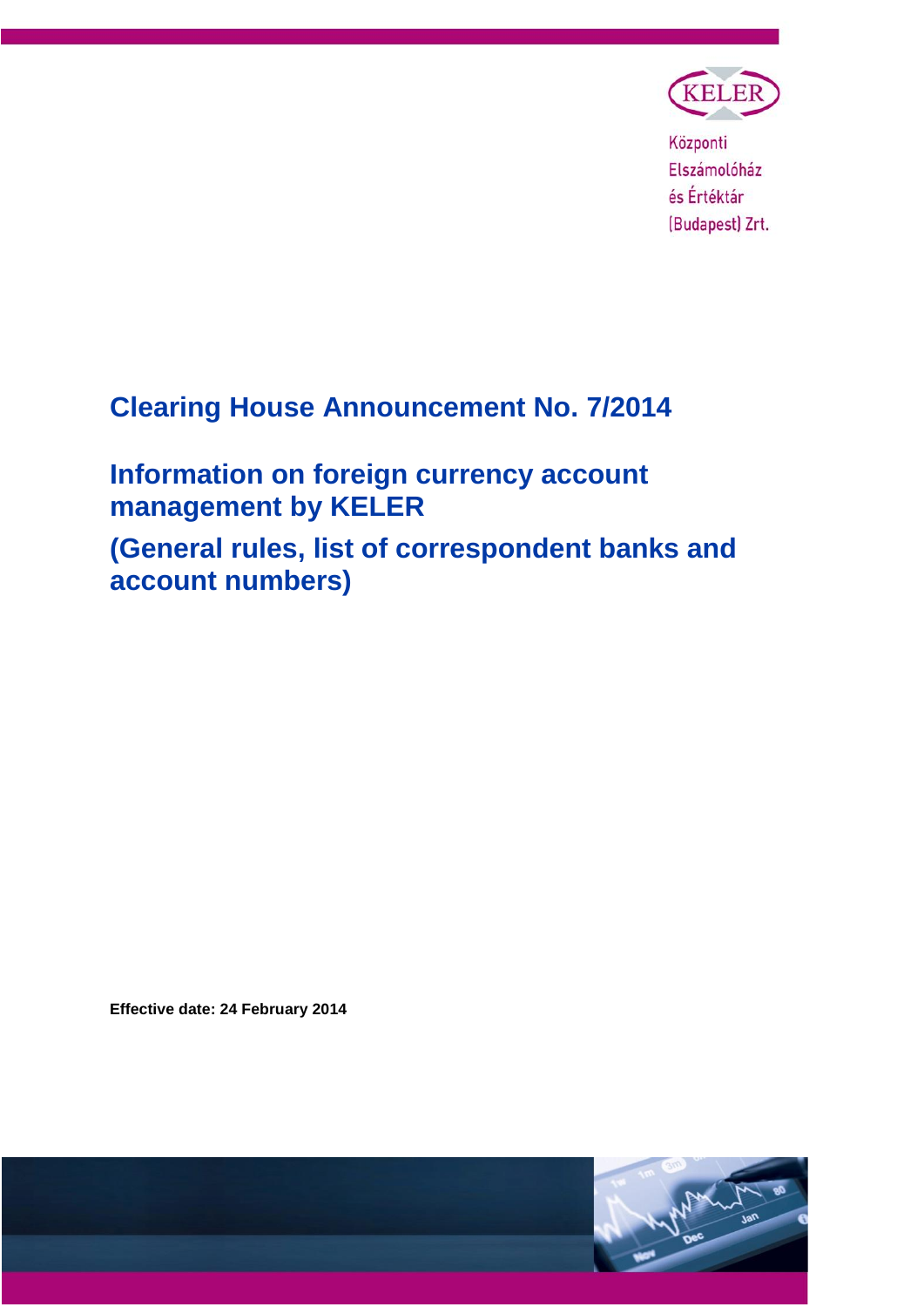KELER

Központi Elszámolóház és Értéktár (Budapest) Zrt.

# Clearing House Announcement No. 7/2014

## Information on foreign currency account management by KELER

## (General rules, list of correspondent banks and account numbers)

**Effective date: 24 February 2014**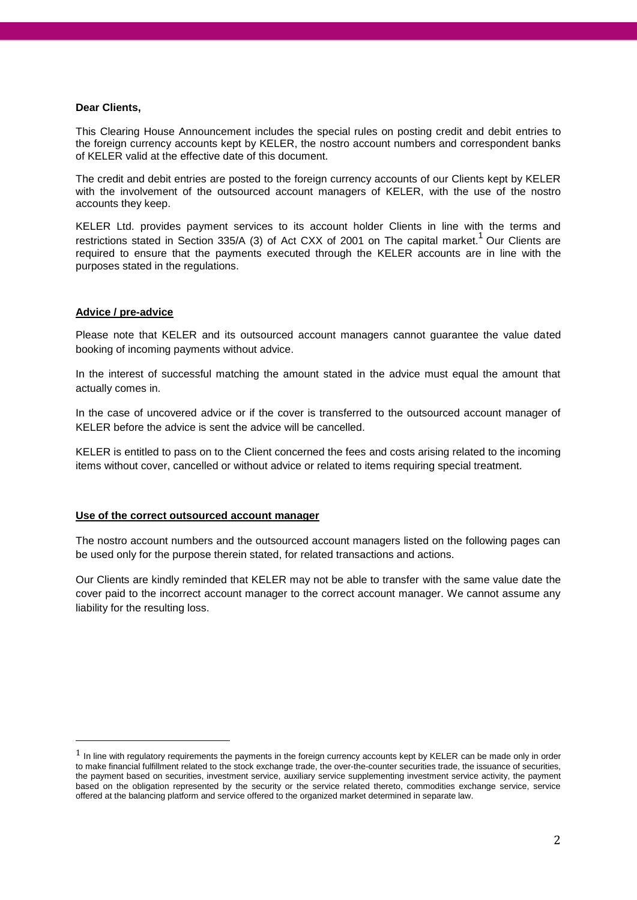**Dear Clients,**

This Clearing House Announcement includes the special rules on posting credit and debit entries to the foreign currency accounts kept by KELER, the nostro account numbers and correspondent banks of KELER valid at the effective date of this document.

The credit and debit entries are posted to the foreign currency accounts of our Clients kept by KELER with the involvement of the outsourced account managers of KELER, with the use of the nostro accounts they keep.

KELER Ltd. provides payment services to its account holder Clients in line with the terms and restrictions stated in Section 335/A (3) of Act CXX of 2001 on The capital market.[1] Our Clients are required to ensure that the payments executed through the KELER accounts are in line with the purposes stated in the regulations.

**Advice / pre-advice**

Please note that KELER and its outsourced account managers cannot guarantee the value dated booking of incoming payments without advice.

In the interest of successful matching the amount stated in the advice must equal the amount that actually comes in.

In the case of uncovered advice or if the cover is transferred to the outsourced account manager of KELER before the advice is sent the advice will be cancelled.

KELER is entitled to pass on to the Client concerned the fees and costs arising related to the incoming items without cover, cancelled or without advice or related to items requiring special treatment.

**Use of the correct outsourced account manager**

The nostro account numbers and the outsourced account managers listed on the following pages can be used only for the purpose therein stated, for related transactions and actions.

Our Clients are kindly reminded that KELER may not be able to transfer with the same value date the cover paid to the incorrect account manager to the correct account manager. We cannot assume any liability for the resulting loss.

[1] In line with regulatory requirements the payments in the foreign currency accounts kept by KELER can be made only in order to make financial fulfillment related to the stock exchange trade, the over-the-counter securities trade, the issuance of securities, the payment based on securities, investment service, auxiliary service supplementing investment service activity, the payment based on the obligation represented by the security or the service related thereto, commodities exchange service, service offered at the balancing platform and service offered to the organized market determined in separate law.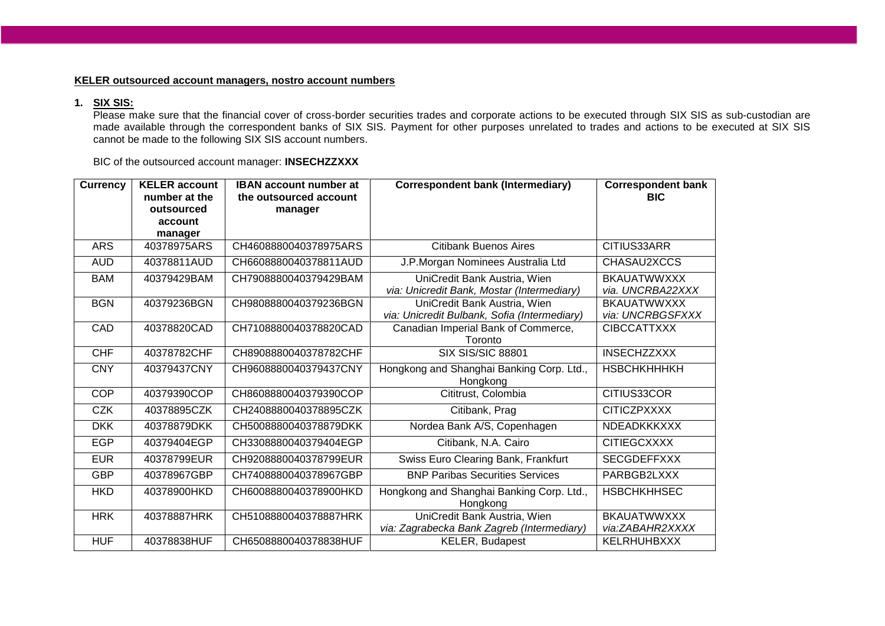**KELER outsourced account managers, nostro account numbers**

1. **SIX SIS:**

   Please make sure that the financial cover of cross-border securities trades and corporate actions to be executed through SIX SIS as sub-custodian are made available through the correspondent banks of SIX SIS. Payment for other purposes unrelated to trades and actions to be executed at SIX SIS cannot be made to the following SIX SIS account numbers.

   BIC of the outsourced account manager: **INSECHZZXXX**

| Currency | KELER account number at the outsourced account manager | IBAN account number at the outsourced account manager | Correspondent bank (Intermediary) | Correspondent bank BIC |
|---|---|---|---|---|
| ARS | 40378975ARS | CH4608880040378975ARS | Citibank Buenos Aires | CITIUS33ARR |
| AUD | 40378811AUD | CH6608880040378811AUD | J.P.Morgan Nominees Australia Ltd | CHASAU2XCCS |
| BAM | 40379429BAM | CH7908880040379429BAM | UniCredit Bank Austria, Wien *via: Unicredit Bank, Mostar (Intermediary)* | BKAUATWWXXX *via. UNCRBA22XXX* |
| BGN | 40379236BGN | CH9808880040379236BGN | UniCredit Bank Austria, Wien *via: Unicredit Bulbank, Sofia (Intermediary)* | BKAUATWWXXX *via: UNCRBGSFXXX* |
| CAD | 40378820CAD | CH7108880040378820CAD | Canadian Imperial Bank of Commerce, Toronto | CIBCCATTXXX |
| CHF | 40378782CHF | CH8908880040378782CHF | SIX SIS/SIC 88801 | INSECHZZXXX |
| CNY | 40379437CNY | CH9608880040379437CNY | Hongkong and Shanghai Banking Corp. Ltd., Hongkong | HSBCHKHHHKH |
| COP | 40379390COP | CH8608880040379390COP | Cititrust, Colombia | CITIUS33COR |
| CZK | 40378895CZK | CH2408880040378895CZK | Citibank, Prag | CITICZPXXXX |
| DKK | 40378879DKK | CH5008880040378879DKK | Nordea Bank A/S, Copenhagen | NDEADKKKXXX |
| EGP | 40379404EGP | CH3308880040379404EGP | Citibank, N.A. Cairo | CITIEGCXXXX |
| EUR | 40378799EUR | CH9208880040378799EUR | Swiss Euro Clearing Bank, Frankfurt | SECGDEFFXXX |
| GBP | 40378967GBP | CH7408880040378967GBP | BNP Paribas Securities Services | PARBGB2LXXX |
| HKD | 40378900HKD | CH6008880040378900HKD | Hongkong and Shanghai Banking Corp. Ltd., Hongkong | HSBCHKHHSEC |
| HRK | 40378887HRK | CH5108880040378887HRK | UniCredit Bank Austria, Wien *via: Zagrabecka Bank Zagreb (Intermediary)* | BKAUATWWXXX *via:ZABAHR2XXXX* |
| HUF | 40378838HUF | CH6508880040378838HUF | KELER, Budapest | KELRHUHBXXX |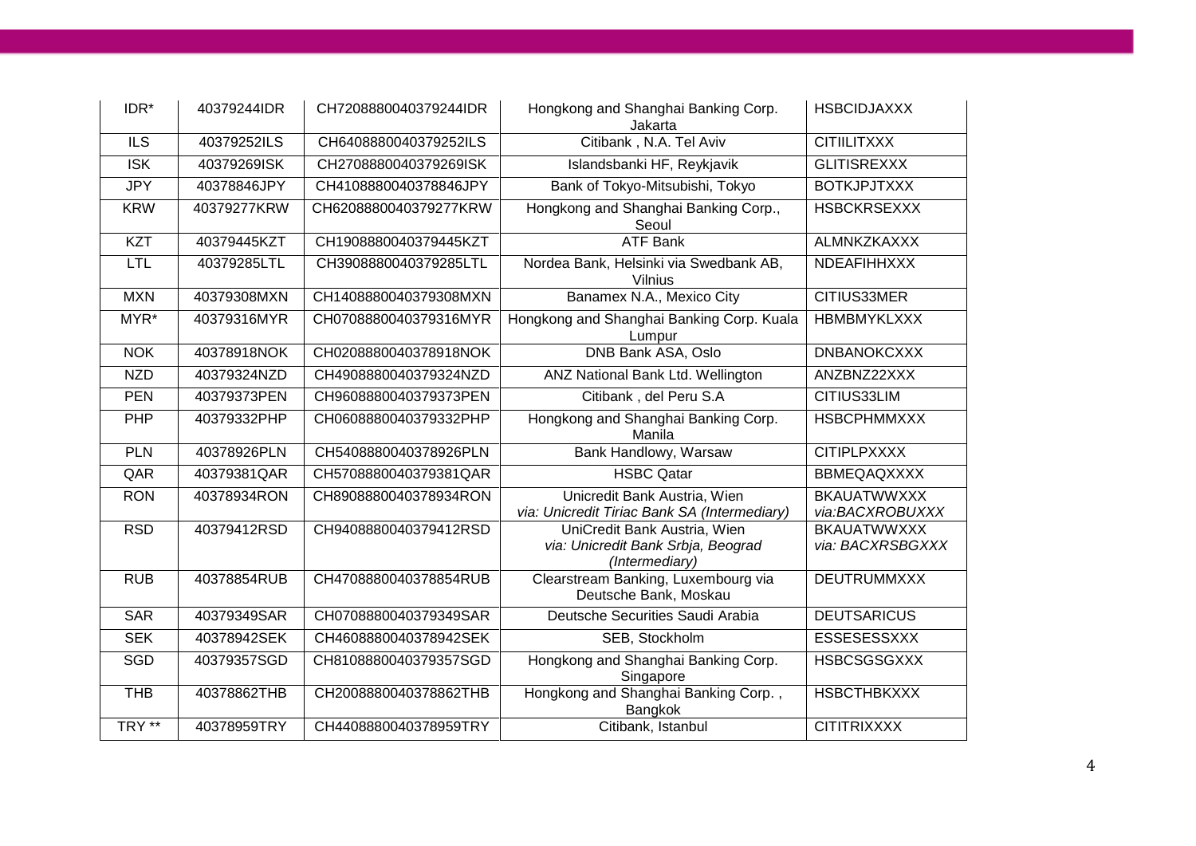| IDR* | 40379244IDR | CH7208880040379244IDR | Hongkong and Shanghai Banking Corp. Jakarta | HSBCIDJAXXX |
|---|---|---|---|---|
| ILS | 40379252ILS | CH6408880040379252ILS | Citibank , N.A. Tel Aviv | CITIILITXXX |
| ISK | 40379269ISK | CH2708880040379269ISK | Islandsbanki HF, Reykjavik | GLITISREXXX |
| JPY | 40378846JPY | CH4108880040378846JPY | Bank of Tokyo-Mitsubishi, Tokyo | BOTKJPJTXXX |
| KRW | 40379277KRW | CH6208880040379277KRW | Hongkong and Shanghai Banking Corp., Seoul | HSBCKRSEXXX |
| KZT | 40379445KZT | CH1908880040379445KZT | ATF Bank | ALMNKZKAXXX |
| LTL | 40379285LTL | CH3908880040379285LTL | Nordea Bank, Helsinki via Swedbank AB, Vilnius | NDEAFIHHXXX |
| MXN | 40379308MXN | CH1408880040379308MXN | Banamex N.A., Mexico City | CITIUS33MER |
| MYR* | 40379316MYR | CH0708880040379316MYR | Hongkong and Shanghai Banking Corp. Kuala Lumpur | HBMBMYKLXXX |
| NOK | 40378918NOK | CH0208880040378918NOK | DNB Bank ASA, Oslo | DNBANOKCXXX |
| NZD | 40379324NZD | CH4908880040379324NZD | ANZ National Bank Ltd. Wellington | ANZBNZ22XXX |
| PEN | 40379373PEN | CH9608880040379373PEN | Citibank , del Peru S.A | CITIUS33LIM |
| PHP | 40379332PHP | CH0608880040379332PHP | Hongkong and Shanghai Banking Corp. Manila | HSBCPHMMXXX |
| PLN | 40378926PLN | CH5408880040378926PLN | Bank Handlowy, Warsaw | CITIPLPXXXX |
| QAR | 40379381QAR | CH5708880040379381QAR | HSBC Qatar | BBMEQAQXXXX |
| RON | 40378934RON | CH8908880040378934RON | Unicredit Bank Austria, Wien *via: Unicredit Tiriac Bank SA (Intermediary)* | BKAUATWWXXX *via:BACXROBUXXX* |
| RSD | 40379412RSD | CH9408880040379412RSD | UniCredit Bank Austria, Wien *via: Unicredit Bank Srbja, Beograd (Intermediary)* | BKAUATWWXXX *via: BACXRSBGXXX* |
| RUB | 40378854RUB | CH4708880040378854RUB | Clearstream Banking, Luxembourg via Deutsche Bank, Moskau | DEUTRUMMXXX |
| SAR | 40379349SAR | CH0708880040379349SAR | Deutsche Securities Saudi Arabia | DEUTSARICUS |
| SEK | 40378942SEK | CH4608880040378942SEK | SEB, Stockholm | ESSESESSXXX |
| SGD | 40379357SGD | CH8108880040379357SGD | Hongkong and Shanghai Banking Corp. Singapore | HSBCSGSGXXX |
| THB | 40378862THB | CH2008880040378862THB | Hongkong and Shanghai Banking Corp. , Bangkok | HSBCTHBKXXX |
| TRY ** | 40378959TRY | CH4408880040378959TRY | Citibank, Istanbul | CITITRIXXXX |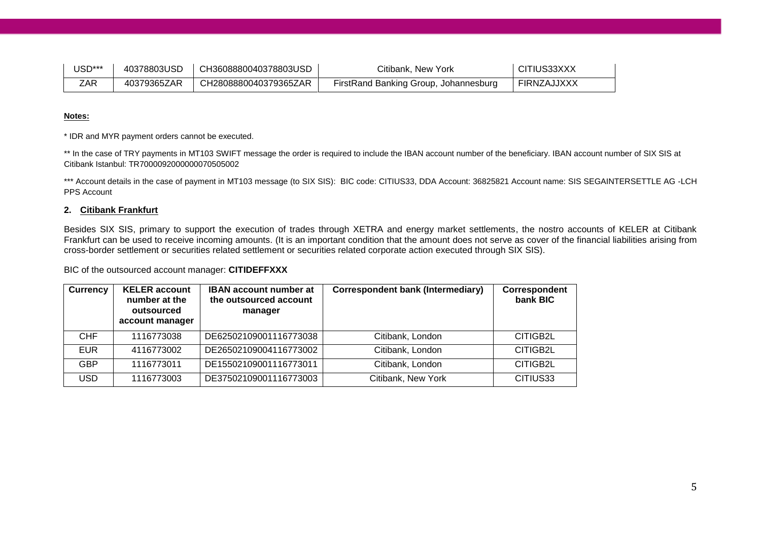| | | | | |
|---|---|---|---|---|
| USD*** | 40378803USD | CH3608880040378803USD | Citibank, New York | CITIUS33XXX |
| ZAR | 40379365ZAR | CH2808880040379365ZAR | FirstRand Banking Group, Johannesburg | FIRNZAJJXXX |

**Notes:**

* IDR and MYR payment orders cannot be executed.

** In the case of TRY payments in MT103 SWIFT message the order is required to include the IBAN account number of the beneficiary. IBAN account number of SIX SIS at Citibank Istanbul: TR700009200000070505002

*** Account details in the case of payment in MT103 message (to SIX SIS): BIC code: CITIUS33, DDA Account: 36825821 Account name: SIS SEGAINTERSETTLE AG -LCH PPS Account

## 2. Citibank Frankfurt

Besides SIX SIS, primary to support the execution of trades through XETRA and energy market settlements, the nostro accounts of KELER at Citibank Frankfurt can be used to receive incoming amounts. (It is an important condition that the amount does not serve as cover of the financial liabilities arising from cross-border settlement or securities related settlement or securities related corporate action executed through SIX SIS).

BIC of the outsourced account manager: **CITIDEFFXXX**

| Currency | KELER account number at the outsourced account manager | IBAN account number at the outsourced account manager | Correspondent bank (Intermediary) | Correspondent bank BIC |
|---|---|---|---|---|
| CHF | 1116773038 | DE62502109001116773038 | Citibank, London | CITIGB2L |
| EUR | 4116773002 | DE26502109004116773002 | Citibank, London | CITIGB2L |
| GBP | 1116773011 | DE15502109001116773011 | Citibank, London | CITIGB2L |
| USD | 1116773003 | DE37502109001116773003 | Citibank, New York | CITIUS33 |